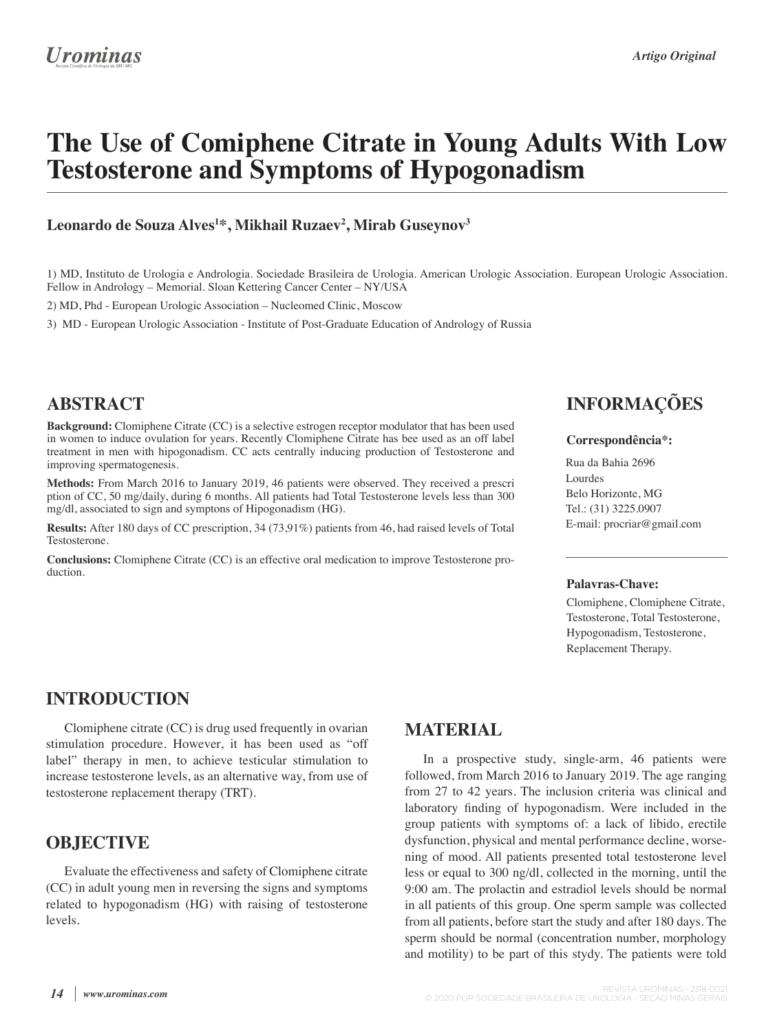# The Use of Comiphene Citrate in Young Adults With Low Testosterone and Symptoms of Hypogonadism

**Leonardo de Souza Alves[1]*, Mikhail Ruzaev[2], Mirab Guseynov[3]**

1) MD, Instituto de Urologia e Andrologia. Sociedade Brasileira de Urologia. American Urologic Association. European Urologic Association. Fellow in Andrology – Memorial. Sloan Kettering Cancer Center – NY/USA

2) MD, Phd - European Urologic Association – Nucleomed Clinic, Moscow

3) MD - European Urologic Association - Institute of Post-Graduate Education of Andrology of Russia

## ABSTRACT

**Background:** Clomiphene Citrate (CC) is a selective estrogen receptor modulator that has been used in women to induce ovulation for years. Recently Clomiphene Citrate has bee used as an off label treatment in men with hipogonadism. CC acts centrally inducing production of Testosterone and improving spermatogenesis.

**Methods:** From March 2016 to January 2019, 46 patients were observed. They received a prescri ption of CC, 50 mg/daily, during 6 months. All patients had Total Testosterone levels less than 300 mg/dl, associated to sign and symptons of Hipogonadism (HG).

**Results:** After 180 days of CC prescription, 34 (73,91%) patients from 46, had raised levels of Total Testosterone.

**Conclusions:** Clomiphene Citrate (CC) is an effective oral medication to improve Testosterone production.

## INFORMAÇÕES

**Correspondência*:**

Rua da Bahia 2696
Lourdes
Belo Horizonte, MG
Tel.: (31) 3225.0907
E-mail: procriar@gmail.com

**Palavras-Chave:**

Clomiphene, Clomiphene Citrate, Testosterone, Total Testosterone, Hypogonadism, Testosterone, Replacement Therapy.

## INTRODUCTION

Clomiphene citrate (CC) is drug used frequently in ovarian stimulation procedure. However, it has been used as "off label" therapy in men, to achieve testicular stimulation to increase testosterone levels, as an alternative way, from use of testosterone replacement therapy (TRT).

## OBJECTIVE

Evaluate the effectiveness and safety of Clomiphene citrate (CC) in adult young men in reversing the signs and symptoms related to hypogonadism (HG) with raising of testosterone levels.

## MATERIAL

In a prospective study, single-arm, 46 patients were followed, from March 2016 to January 2019. The age ranging from 27 to 42 years. The inclusion criteria was clinical and laboratory finding of hypogonadism. Were included in the group patients with symptoms of: a lack of libido, erectile dysfunction, physical and mental performance decline, worsening of mood. All patients presented total testosterone level less or equal to 300 ng/dl, collected in the morning, until the 9:00 am. The prolactin and estradiol levels should be normal in all patients of this group. One sperm sample was collected from all patients, before start the study and after 180 days. The sperm should be normal (concentration number, morphology and motility) to be part of this stydy. The patients were told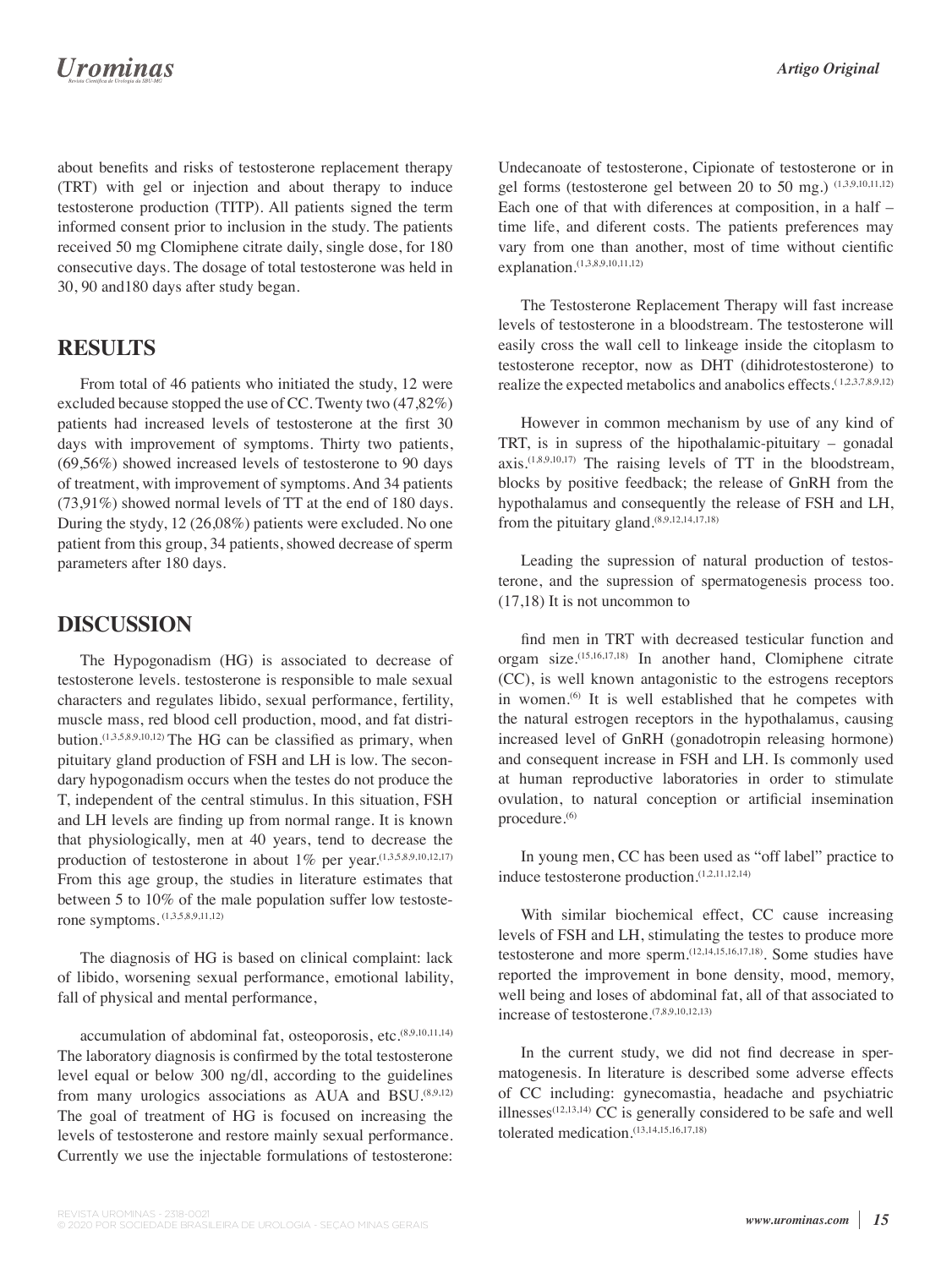about benefits and risks of testosterone replacement therapy (TRT) with gel or injection and about therapy to induce testosterone production (TITP). All patients signed the term informed consent prior to inclusion in the study. The patients received 50 mg Clomiphene citrate daily, single dose, for 180 consecutive days. The dosage of total testosterone was held in 30, 90 and180 days after study began.

## RESULTS

From total of 46 patients who initiated the study, 12 were excluded because stopped the use of CC. Twenty two (47,82%) patients had increased levels of testosterone at the first 30 days with improvement of symptoms. Thirty two patients, (69,56%) showed increased levels of testosterone to 90 days of treatment, with improvement of symptoms. And 34 patients (73,91%) showed normal levels of TT at the end of 180 days. During the stydy, 12 (26,08%) patients were excluded. No one patient from this group, 34 patients, showed decrease of sperm parameters after 180 days.

## DISCUSSION

The Hypogonadism (HG) is associated to decrease of testosterone levels. testosterone is responsible to male sexual characters and regulates libido, sexual performance, fertility, muscle mass, red blood cell production, mood, and fat distribution.[1,3,5,8,9,10,12] The HG can be classified as primary, when pituitary gland production of FSH and LH is low. The secondary hypogonadism occurs when the testes do not produce the T, independent of the central stimulus. In this situation, FSH and LH levels are finding up from normal range. It is known that physiologically, men at 40 years, tend to decrease the production of testosterone in about 1% per year.[1,3,5,8,9,10,12,17] From this age group, the studies in literature estimates that between 5 to 10% of the male population suffer low testosterone symptoms. [1,3,5,8,9,11,12]

The diagnosis of HG is based on clinical complaint: lack of libido, worsening sexual performance, emotional lability, fall of physical and mental performance,

accumulation of abdominal fat, osteoporosis, etc.[8,9,10,11,14] The laboratory diagnosis is confirmed by the total testosterone level equal or below 300 ng/dl, according to the guidelines from many urologics associations as AUA and BSU.[8,9,12] The goal of treatment of HG is focused on increasing the levels of testosterone and restore mainly sexual performance. Currently we use the injectable formulations of testosterone: Undecanoate of testosterone, Cipionate of testosterone or in gel forms (testosterone gel between 20 to 50 mg.) [1,3,9,10,11,12] Each one of that with diferences at composition, in a half – time life, and diferent costs. The patients preferences may vary from one than another, most of time without cientific explanation.[1,3,8,9,10,11,12]

The Testosterone Replacement Therapy will fast increase levels of testosterone in a bloodstream. The testosterone will easily cross the wall cell to linkeage inside the citoplasm to testosterone receptor, now as DHT (dihidrotestosterone) to realize the expected metabolics and anabolics effects.[1,2,3,7,8,9,12]

However in common mechanism by use of any kind of TRT, is in supress of the hipothalamic-pituitary – gonadal axis.[1,8,9,10,17] The raising levels of TT in the bloodstream, blocks by positive feedback; the release of GnRH from the hypothalamus and consequently the release of FSH and LH, from the pituitary gland.[8,9,12,14,17,18]

Leading the supression of natural production of testosterone, and the supression of spermatogenesis process too. (17,18) It is not uncommon to

find men in TRT with decreased testicular function and orgam size.[15,16,17,18] In another hand, Clomiphene citrate (CC), is well known antagonistic to the estrogens receptors in women.[6] It is well established that he competes with the natural estrogen receptors in the hypothalamus, causing increased level of GnRH (gonadotropin releasing hormone) and consequent increase in FSH and LH. Is commonly used at human reproductive laboratories in order to stimulate ovulation, to natural conception or artificial insemination procedure.[6]

In young men, CC has been used as "off label" practice to induce testosterone production.[1,2,11,12,14]

With similar biochemical effect, CC cause increasing levels of FSH and LH, stimulating the testes to produce more testosterone and more sperm.[12,14,15,16,17,18]. Some studies have reported the improvement in bone density, mood, memory, well being and loses of abdominal fat, all of that associated to increase of testosterone.[7,8,9,10,12,13]

In the current study, we did not find decrease in spermatogenesis. In literature is described some adverse effects of CC including: gynecomastia, headache and psychiatric illnesses[12,13,14] CC is generally considered to be safe and well tolerated medication.[13,14,15,16,17,18]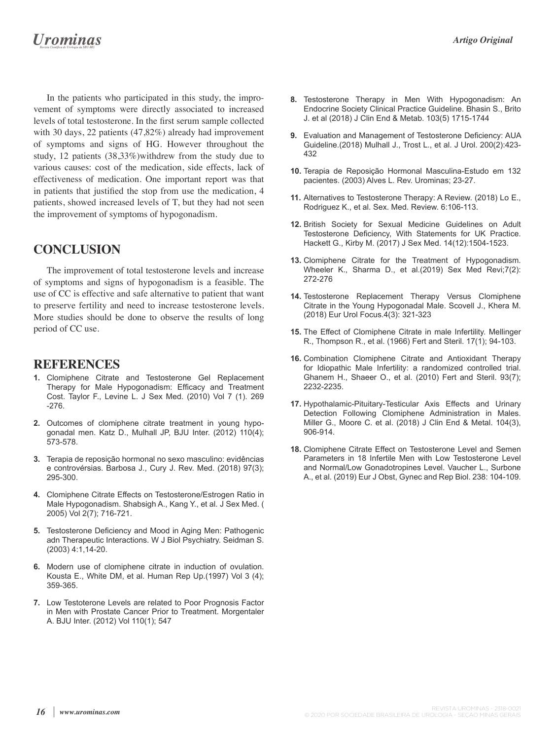In the patients who participated in this study, the improvement of symptoms were directly associated to increased levels of total testosterone. In the first serum sample collected with 30 days, 22 patients (47,82%) already had improvement of symptoms and signs of HG. However throughout the study, 12 patients (38,33%)withdrew from the study due to various causes: cost of the medication, side effects, lack of effectiveness of medication. One important report was that in patients that justified the stop from use the medication, 4 patients, showed increased levels of T, but they had not seen the improvement of symptoms of hypogonadism.

## CONCLUSION

The improvement of total testosterone levels and increase of symptoms and signs of hypogonadism is a feasible. The use of CC is effective and safe alternative to patient that want to preserve fertility and need to increase testosterone levels. More studies should be done to observe the results of long period of CC use.

## REFERENCES

1. Clomiphene Citrate and Testosterone Gel Replacement Therapy for Male Hypogonadism: Efficacy and Treatment Cost. Taylor F., Levine L. J Sex Med. (2010) Vol 7 (1). 269 -276.
2. Outcomes of clomiphene citrate treatment in young hypogonadal men. Katz D., Mulhall JP, BJU Inter. (2012) 110(4); 573-578.
3. Terapia de reposição hormonal no sexo masculino: evidências e controvérsias. Barbosa J., Cury J. Rev. Med. (2018) 97(3); 295-300.
4. Clomiphene Citrate Effects on Testosterone/Estrogen Ratio in Male Hypogonadism. Shabsigh A., Kang Y., et al. J Sex Med. ( 2005) Vol 2(7); 716-721.
5. Testosterone Deficiency and Mood in Aging Men: Pathogenic adn Therapeutic Interactions. W J Biol Psychiatry. Seidman S. (2003) 4:1,14-20.
6. Modern use of clomiphene citrate in induction of ovulation. Kousta E., White DM, et al. Human Rep Up.(1997) Vol 3 (4); 359-365.
7. Low Testoterone Levels are related to Poor Prognosis Factor in Men with Prostate Cancer Prior to Treatment. Morgentaler A. BJU Inter. (2012) Vol 110(1); 547
8. Testosterone Therapy in Men With Hypogonadism: An Endocrine Society Clinical Practice Guideline. Bhasin S., Brito J. et al (2018) J Clin End & Metab. 103(5) 1715-1744
9. Evaluation and Management of Testosterone Deficiency: AUA Guideline.(2018) Mulhall J., Trost L., et al. J Urol. 200(2):423-432
10. Terapia de Reposição Hormonal Masculina-Estudo em 132 pacientes. (2003) Alves L. Rev. Urominas; 23-27.
11. Alternatives to Testosterone Therapy: A Review. (2018) Lo E., Rodriguez K., et al. Sex. Med. Review. 6:106-113.
12. British Society for Sexual Medicine Guidelines on Adult Testosterone Deficiency, With Statements for UK Practice. Hackett G., Kirby M. (2017) J Sex Med. 14(12):1504-1523.
13. Clomiphene Citrate for the Treatment of Hypogonadism. Wheeler K., Sharma D., et al.(2019) Sex Med Revi;7(2): 272-276
14. Testosterone Replacement Therapy Versus Clomiphene Citrate in the Young Hypogonadal Male. Scovell J., Khera M. (2018) Eur Urol Focus.4(3): 321-323
15. The Effect of Clomiphene Citrate in male Infertility. Mellinger R., Thompson R., et al. (1966) Fert and Steril. 17(1); 94-103.
16. Combination Clomiphene Citrate and Antioxidant Therapy for Idiopathic Male Infertility: a randomized controlled trial. Ghanem H., Shaeer O., et al. (2010) Fert and Steril. 93(7); 2232-2235.
17. Hypothalamic-Pituitary-Testicular Axis Effects and Urinary Detection Following Clomiphene Administration in Males. Miller G., Moore C. et al. (2018) J Clin End & Metal. 104(3), 906-914.
18. Clomiphene Citrate Effect on Testosterone Level and Semen Parameters in 18 Infertile Men with Low Testosterone Level and Normal/Low Gonadotropines Level. Vaucher L., Surbone A., et al. (2019) Eur J Obst, Gynec and Rep Biol. 238: 104-109.